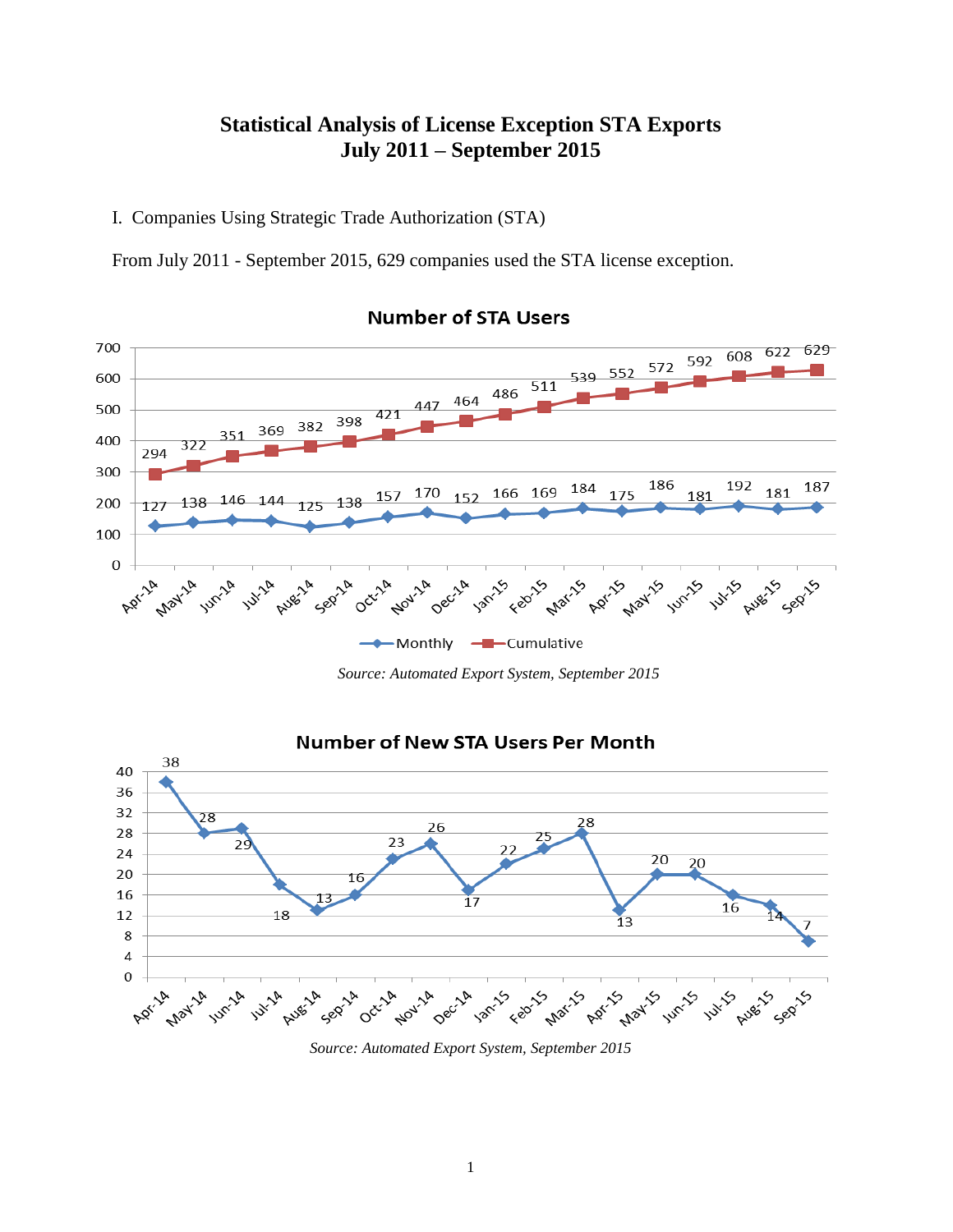# Statistical Analysis of License Exception STA Exports
# July 2011 – September 2015

I. Companies Using Strategic Trade Authorization (STA)

From July 2011 - September 2015, 629 companies used the STA license exception.

**Number of STA Users**

| Month | Monthly | Cumulative |
|---|---|---|
| Apr-14 | 127 | 294 |
| May-14 | 138 | 322 |
| Jun-14 | 146 | 351 |
| Jul-14 | 144 | 369 |
| Aug-14 | 125 | 382 |
| Sep-14 | 138 | 398 |
| Oct-14 | 157 | 421 |
| Nov-14 | 170 | 447 |
| Dec-14 | 152 | 464 |
| Jan-15 | 166 | 486 |
| Feb-15 | 169 | 511 |
| Mar-15 | 184 | 539 |
| Apr-15 | 175 | 552 |
| May-15 | 186 | 572 |
| Jun-15 | 181 | 592 |
| Jul-15 | 192 | 608 |
| Aug-15 | 181 | 622 |
| Sep-15 | 187 | 629 |

*Source: Automated Export System, September 2015*

**Number of New STA Users Per Month**

| Month | New STA Users |
|---|---|
| Apr-14 | 38 |
| May-14 | 28 |
| Jun-14 | 29 |
| Jul-14 | 18 |
| Aug-14 | 13 |
| Sep-14 | 16 |
| Oct-14 | 23 |
| Nov-14 | 26 |
| Dec-14 | 17 |
| Jan-15 | 22 |
| Feb-15 | 25 |
| Mar-15 | 28 |
| Apr-15 | 13 |
| May-15 | 20 |
| Jun-15 | 20 |
| Jul-15 | 16 |
| Aug-15 | 14 |
| Sep-15 | 7 |

*Source: Automated Export System, September 2015*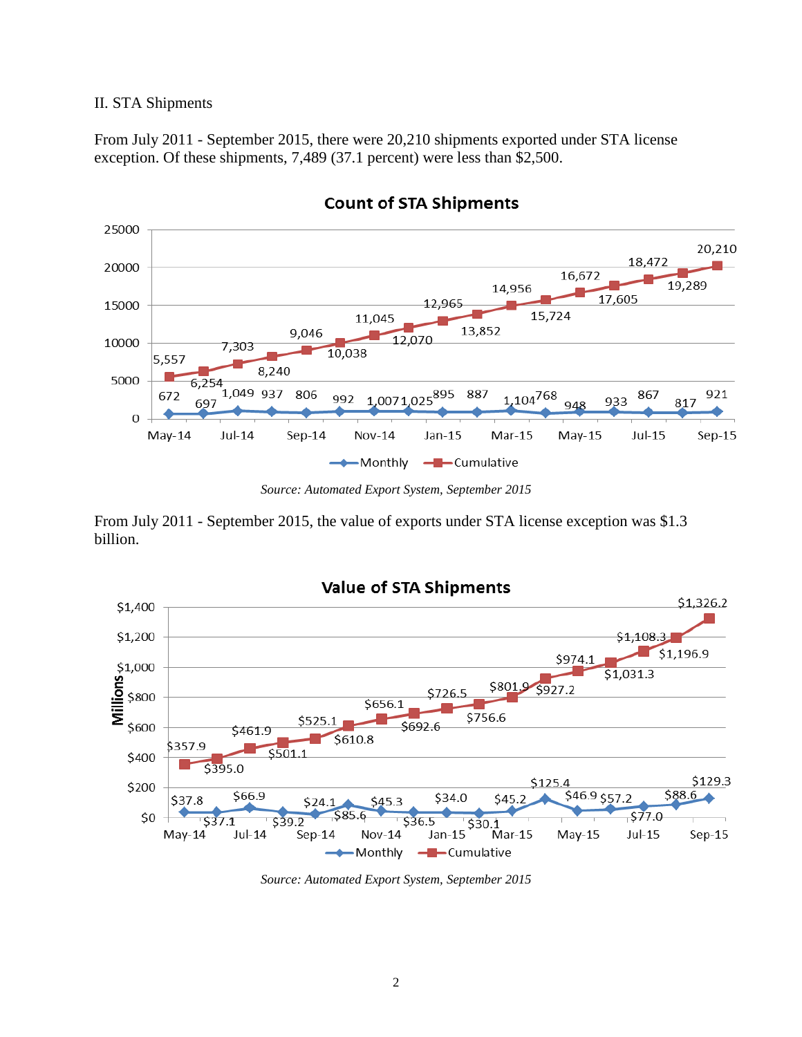## II. STA Shipments

From July 2011 - September 2015, there were 20,210 shipments exported under STA license exception. Of these shipments, 7,489 (37.1 percent) were less than $2,500.

**Count of STA Shipments**

*Source: Automated Export System, September 2015*

From July 2011 - September 2015, the value of exports under STA license exception was $1.3 billion.

**Value of STA Shipments**

*Source: Automated Export System, September 2015*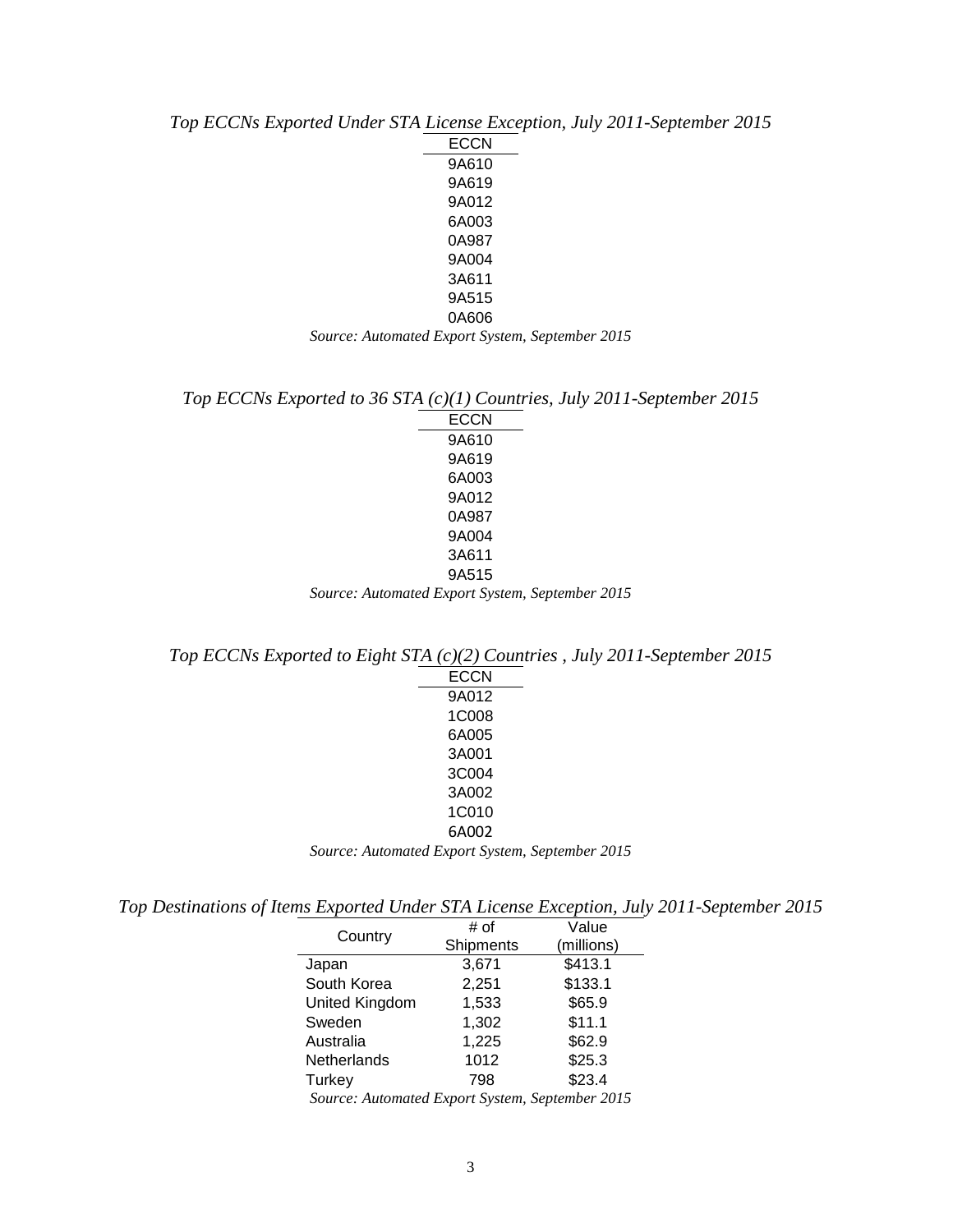*Top ECCNs Exported Under STA License Exception, July 2011-September 2015*

| ECCN |
|---|
| 9A610 |
| 9A619 |
| 9A012 |
| 6A003 |
| 0A987 |
| 9A004 |
| 3A611 |
| 9A515 |
| 0A606 |

*Source: Automated Export System, September 2015*

*Top ECCNs Exported to 36 STA (c)(1) Countries, July 2011-September 2015*

| ECCN |
|---|
| 9A610 |
| 9A619 |
| 6A003 |
| 9A012 |
| 0A987 |
| 9A004 |
| 3A611 |
| 9A515 |

*Source: Automated Export System, September 2015*

*Top ECCNs Exported to Eight STA (c)(2) Countries , July 2011-September 2015*

| ECCN |
|---|
| 9A012 |
| 1C008 |
| 6A005 |
| 3A001 |
| 3C004 |
| 3A002 |
| 1C010 |
| 6A002 |

*Source: Automated Export System, September 2015*

*Top Destinations of Items Exported Under STA License Exception, July 2011-September 2015*

| Country | # of Shipments | Value (millions) |
|---|---|---|
| Japan | 3,671 | $413.1 |
| South Korea | 2,251 | $133.1 |
| United Kingdom | 1,533 | $65.9 |
| Sweden | 1,302 | $11.1 |
| Australia | 1,225 | $62.9 |
| Netherlands | 1012 | $25.3 |
| Turkey | 798 | $23.4 |

*Source: Automated Export System, September 2015*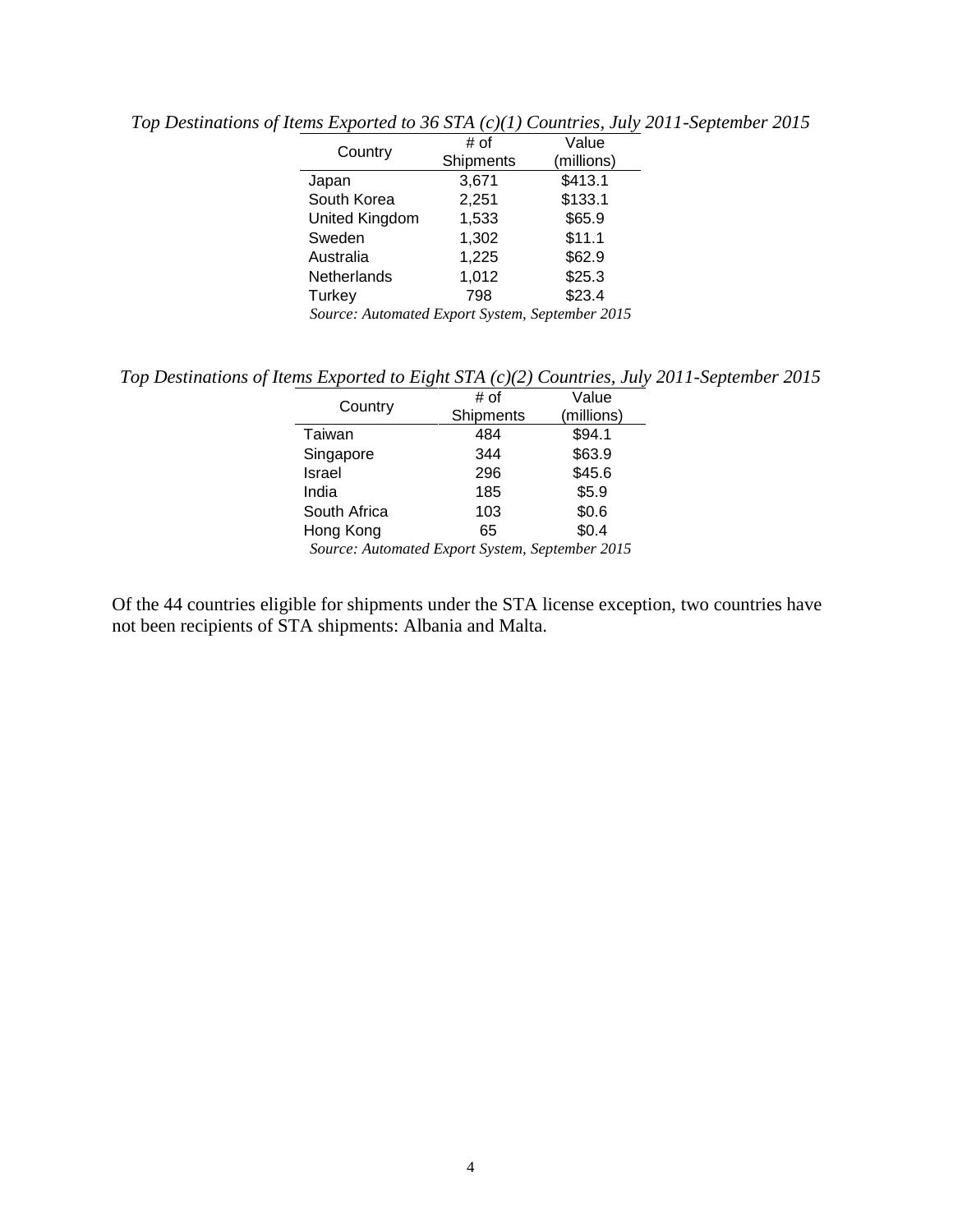*Top Destinations of Items Exported to 36 STA (c)(1) Countries, July 2011-September 2015*

| Country | # of Shipments | Value (millions) |
|---|---|---|
| Japan | 3,671 | $413.1 |
| South Korea | 2,251 | $133.1 |
| United Kingdom | 1,533 | $65.9 |
| Sweden | 1,302 | $11.1 |
| Australia | 1,225 | $62.9 |
| Netherlands | 1,012 | $25.3 |
| Turkey | 798 | $23.4 |

*Source: Automated Export System, September 2015*

*Top Destinations of Items Exported to Eight STA (c)(2) Countries, July 2011-September 2015*

| Country | # of Shipments | Value (millions) |
|---|---|---|
| Taiwan | 484 | $94.1 |
| Singapore | 344 | $63.9 |
| Israel | 296 | $45.6 |
| India | 185 | $5.9 |
| South Africa | 103 | $0.6 |
| Hong Kong | 65 | $0.4 |

*Source: Automated Export System, September 2015*

Of the 44 countries eligible for shipments under the STA license exception, two countries have not been recipients of STA shipments: Albania and Malta.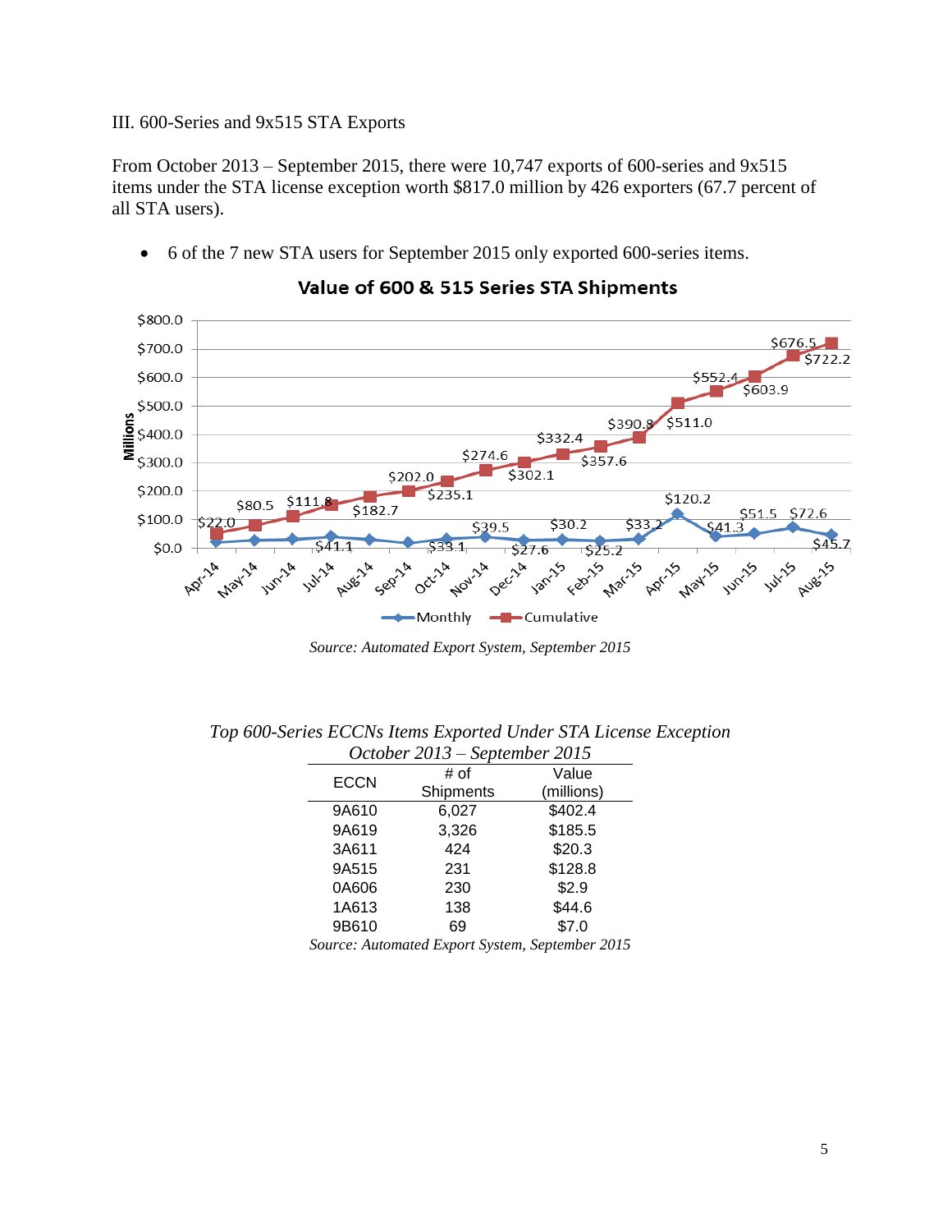III. 600-Series and 9x515 STA Exports

From October 2013 – September 2015, there were 10,747 exports of 600-series and 9x515 items under the STA license exception worth $817.0 million by 426 exporters (67.7 percent of all STA users).

- 6 of the 7 new STA users for September 2015 only exported 600-series items.

**Value of 600 & 515 Series STA Shipments**

| Month | Monthly (Millions) | Cumulative (Millions) |
|---|---|---|
| Apr-14 | | $22.0 |
| May-14 | | $80.5 |
| Jun-14 | | $111.8 |
| Jul-14 | $41.1 | |
| Aug-14 | | $182.7 |
| Sep-14 | | $202.0 |
| Oct-14 | $33.1 | $235.1 |
| Nov-14 | $39.5 | $274.6 |
| Dec-14 | $27.6 | $302.1 |
| Jan-15 | $30.2 | $332.4 |
| Feb-15 | $25.2 | $357.6 |
| Mar-15 | $33.2 | $390.8 |
| Apr-15 | $120.2 | $511.0 |
| May-15 | $41.3 | $552.4 |
| Jun-15 | $51.5 | $603.9 |
| Jul-15 | $72.6 | $676.5 |
| Aug-15 | $45.7 | $722.2 |

*Source: Automated Export System, September 2015*

*Top 600-Series ECCNs Items Exported Under STA License Exception*
*October 2013 – September 2015*

| ECCN | # of Shipments | Value (millions) |
|---|---|---|
| 9A610 | 6,027 | $402.4 |
| 9A619 | 3,326 | $185.5 |
| 3A611 | 424 | $20.3 |
| 9A515 | 231 | $128.8 |
| 0A606 | 230 | $2.9 |
| 1A613 | 138 | $44.6 |
| 9B610 | 69 | $7.0 |

*Source: Automated Export System, September 2015*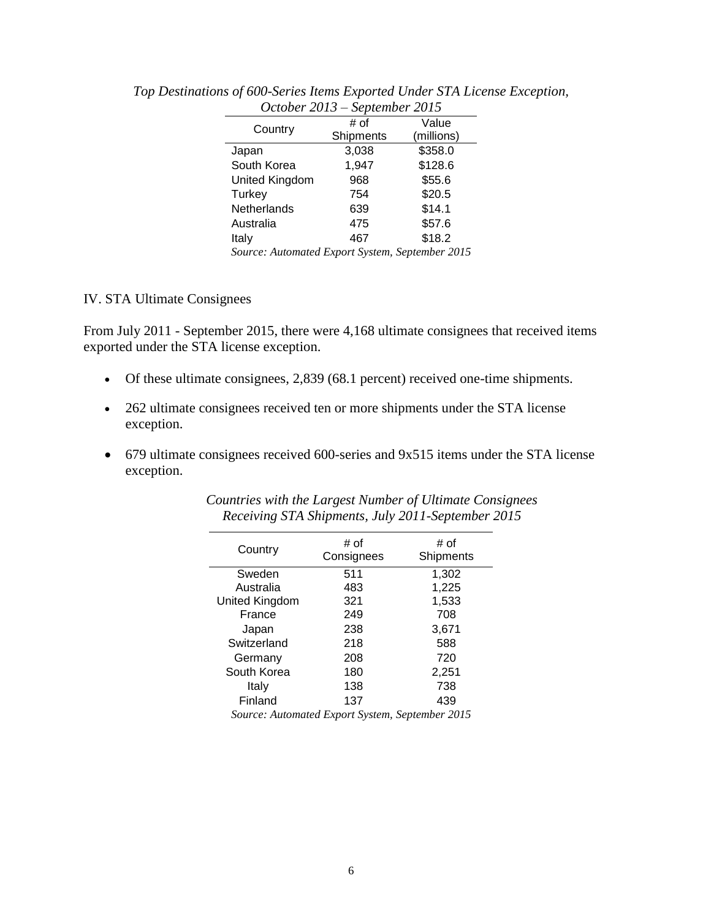*Top Destinations of 600-Series Items Exported Under STA License Exception, October 2013 – September 2015*

| Country | # of Shipments | Value (millions) |
|---|---|---|
| Japan | 3,038 | $358.0 |
| South Korea | 1,947 | $128.6 |
| United Kingdom | 968 | $55.6 |
| Turkey | 754 | $20.5 |
| Netherlands | 639 | $14.1 |
| Australia | 475 | $57.6 |
| Italy | 467 | $18.2 |

*Source: Automated Export System, September 2015*

## IV. STA Ultimate Consignees

From July 2011 - September 2015, there were 4,168 ultimate consignees that received items exported under the STA license exception.

- Of these ultimate consignees, 2,839 (68.1 percent) received one-time shipments.
- 262 ultimate consignees received ten or more shipments under the STA license exception.
- 679 ultimate consignees received 600-series and 9x515 items under the STA license exception.

*Countries with the Largest Number of Ultimate Consignees Receiving STA Shipments, July 2011-September 2015*

| Country | # of Consignees | # of Shipments |
|---|---|---|
| Sweden | 511 | 1,302 |
| Australia | 483 | 1,225 |
| United Kingdom | 321 | 1,533 |
| France | 249 | 708 |
| Japan | 238 | 3,671 |
| Switzerland | 218 | 588 |
| Germany | 208 | 720 |
| South Korea | 180 | 2,251 |
| Italy | 138 | 738 |
| Finland | 137 | 439 |

*Source: Automated Export System, September 2015*